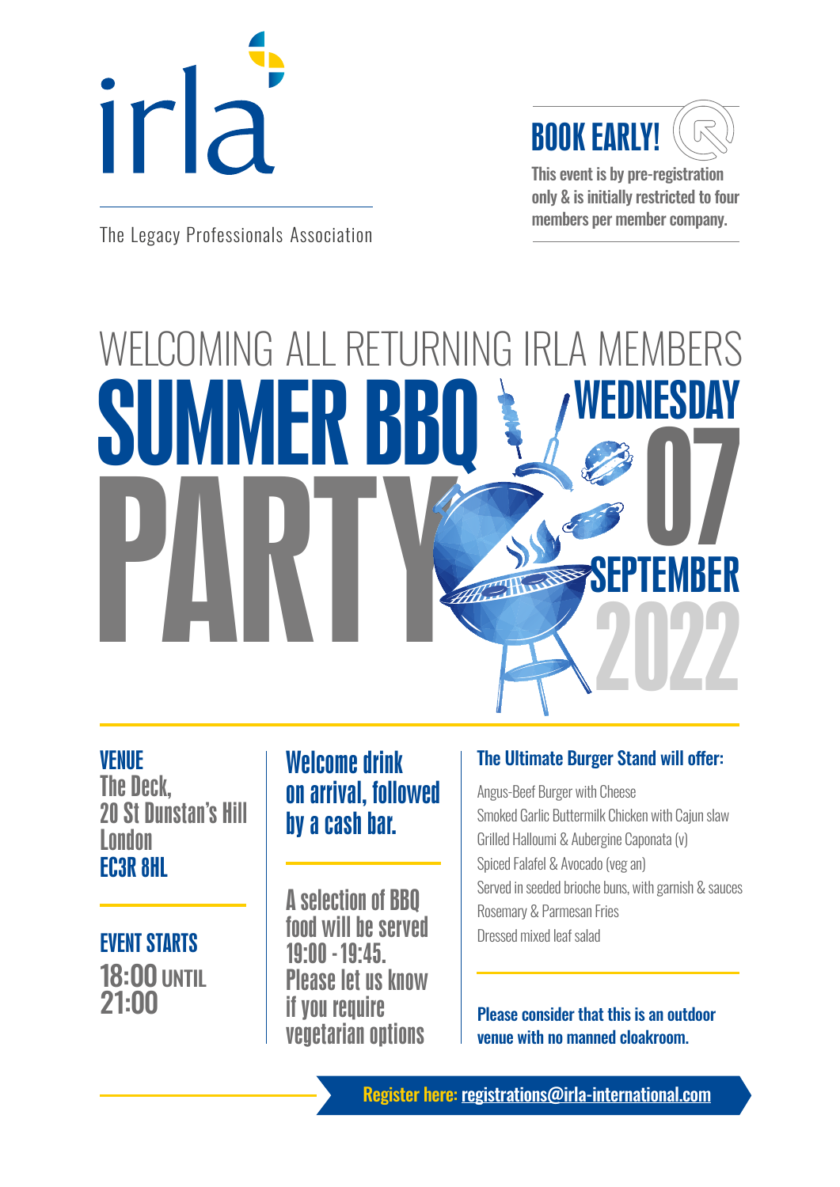irla

The Legacy Professionals Association

## BOOK EARLY!

**This event is by pre-registration only & is initially restricted to four members per member company.**

WELCOMING ALL RETURNING IRLA MEMBERS

# SUMMER BBQ PARTY

## WEDNESDAY 07 SEPTEMBER 2022

**VENUE**
The Deck,
20 St Dunstan's Hill
London
**EC3R 8HL**

**EVENT STARTS**
**18:00** UNTIL
**21:00**

**Welcome drink on arrival, followed by a cash bar.**

A selection of BBQ food will be served 19:00 - 19:45. Please let us know if you require vegetarian options

**The Ultimate Burger Stand will offer:**

Angus-Beef Burger with Cheese
Smoked Garlic Buttermilk Chicken with Cajun slaw
Grilled Halloumi & Aubergine Caponata (v)
Spiced Falafel & Avocado (veg an)
Served in seeded brioche buns, with garnish & sauces
Rosemary & Parmesan Fries
Dressed mixed leaf salad

**Please consider that this is an outdoor venue with no manned cloakroom.**

**Register here:** registrations@irla-international.com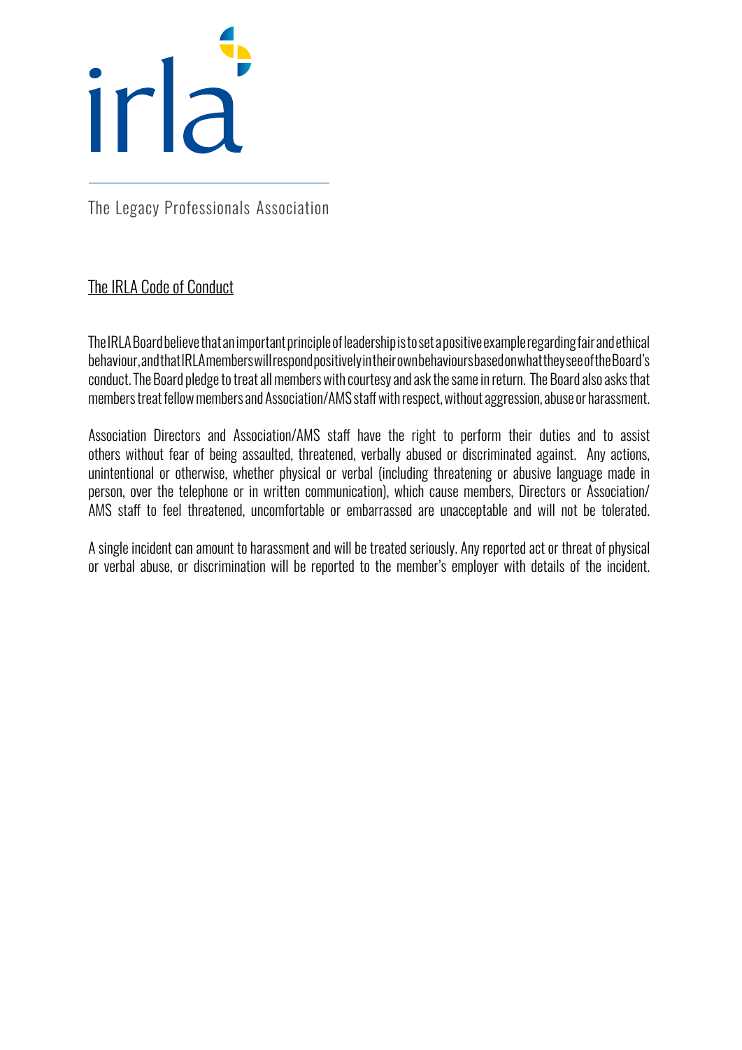irla

The Legacy Professionals Association

# The IRLA Code of Conduct

The IRLA Board believe that an important principle of leadership is to set a positive example regarding fair and ethical behaviour, and that IRLA members will respond positively in their own behaviours based on what they see of the Board's conduct. The Board pledge to treat all members with courtesy and ask the same in return. The Board also asks that members treat fellow members and Association/AMS staff with respect, without aggression, abuse or harassment.

Association Directors and Association/AMS staff have the right to perform their duties and to assist others without fear of being assaulted, threatened, verbally abused or discriminated against. Any actions, unintentional or otherwise, whether physical or verbal (including threatening or abusive language made in person, over the telephone or in written communication), which cause members, Directors or Association/AMS staff to feel threatened, uncomfortable or embarrassed are unacceptable and will not be tolerated.

A single incident can amount to harassment and will be treated seriously. Any reported act or threat of physical or verbal abuse, or discrimination will be reported to the member's employer with details of the incident.